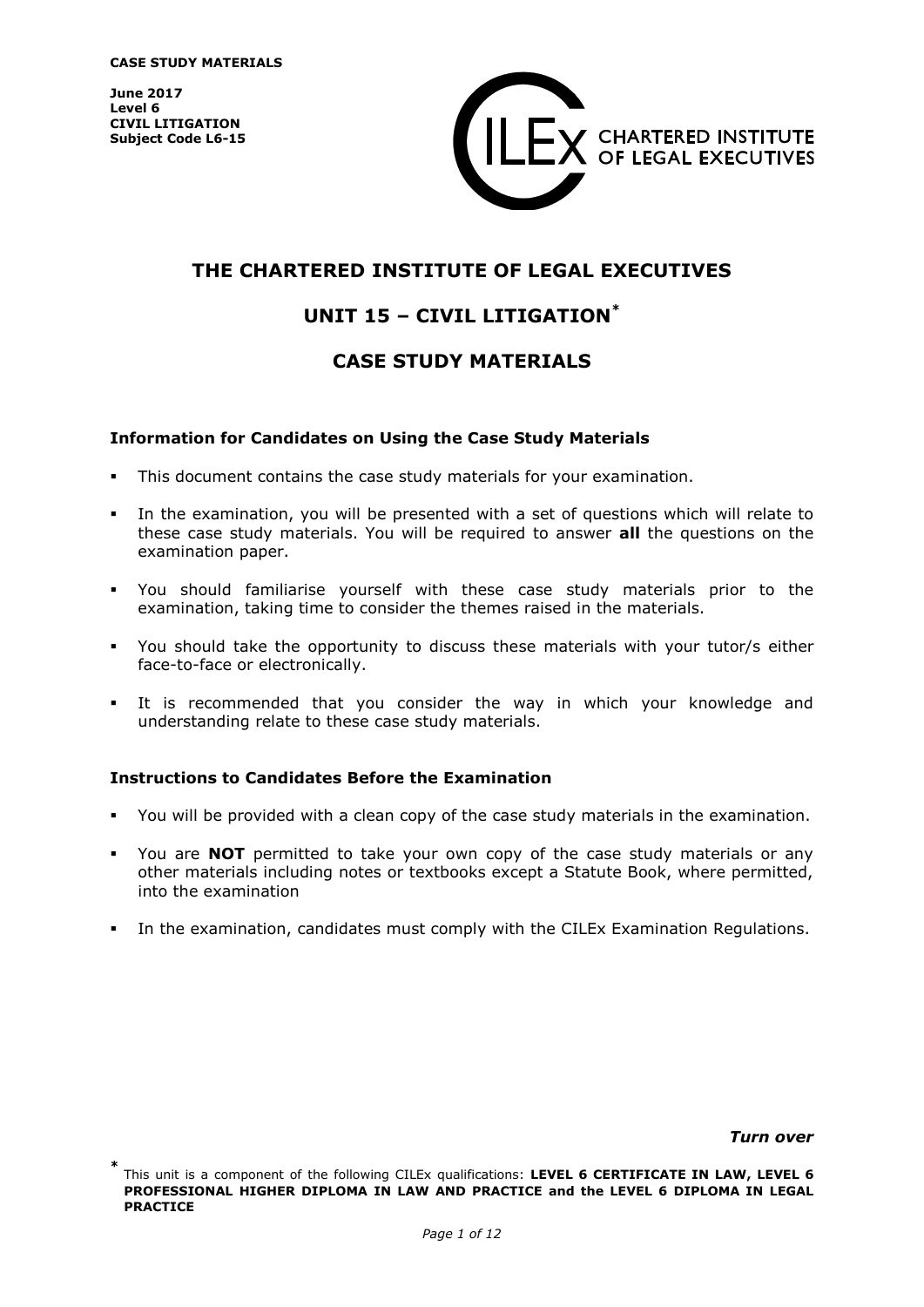**CASE STUDY MATERIALS**

**June 2017**
**Level 6**
**CIVIL LITIGATION**
**Subject Code L6-15**

CILEx CHARTERED INSTITUTE OF LEGAL EXECUTIVES

# THE CHARTERED INSTITUTE OF LEGAL EXECUTIVES

## UNIT 15 – CIVIL LITIGATION*

## CASE STUDY MATERIALS

### Information for Candidates on Using the Case Study Materials

- This document contains the case study materials for your examination.
- In the examination, you will be presented with a set of questions which will relate to these case study materials. You will be required to answer **all** the questions on the examination paper.
- You should familiarise yourself with these case study materials prior to the examination, taking time to consider the themes raised in the materials.
- You should take the opportunity to discuss these materials with your tutor/s either face-to-face or electronically.
- It is recommended that you consider the way in which your knowledge and understanding relate to these case study materials.

### Instructions to Candidates Before the Examination

- You will be provided with a clean copy of the case study materials in the examination.
- You are **NOT** permitted to take your own copy of the case study materials or any other materials including notes or textbooks except a Statute Book, where permitted, into the examination
- In the examination, candidates must comply with the CILEx Examination Regulations.

***Turn over***

* This unit is a component of the following CILEx qualifications: **LEVEL 6 CERTIFICATE IN LAW, LEVEL 6 PROFESSIONAL HIGHER DIPLOMA IN LAW AND PRACTICE and the LEVEL 6 DIPLOMA IN LEGAL PRACTICE**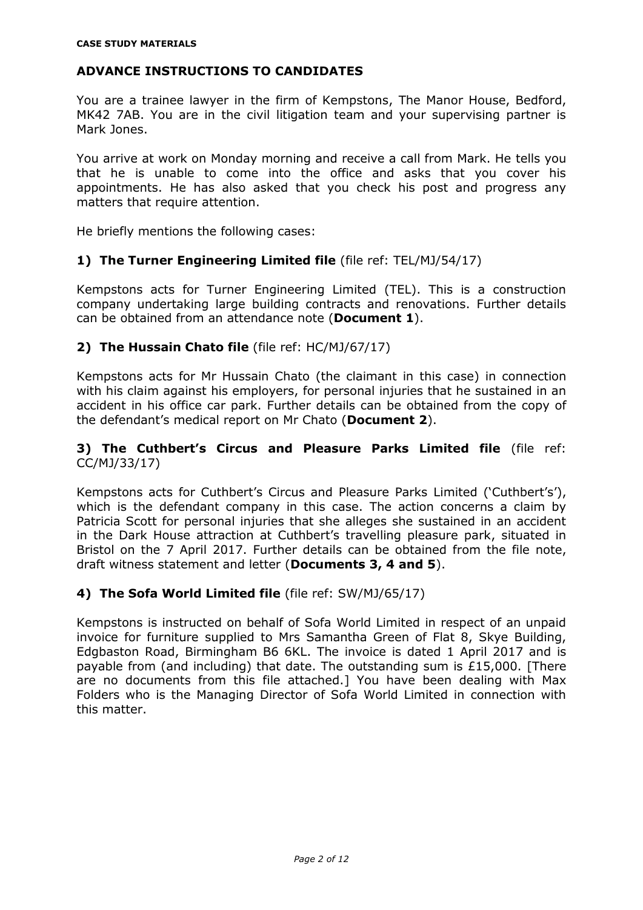**CASE STUDY MATERIALS**

## ADVANCE INSTRUCTIONS TO CANDIDATES

You are a trainee lawyer in the firm of Kempstons, The Manor House, Bedford, MK42 7AB. You are in the civil litigation team and your supervising partner is Mark Jones.

You arrive at work on Monday morning and receive a call from Mark. He tells you that he is unable to come into the office and asks that you cover his appointments. He has also asked that you check his post and progress any matters that require attention.

He briefly mentions the following cases:

### 1) The Turner Engineering Limited file (file ref: TEL/MJ/54/17)

Kempstons acts for Turner Engineering Limited (TEL). This is a construction company undertaking large building contracts and renovations. Further details can be obtained from an attendance note (**Document 1**).

### 2) The Hussain Chato file (file ref: HC/MJ/67/17)

Kempstons acts for Mr Hussain Chato (the claimant in this case) in connection with his claim against his employers, for personal injuries that he sustained in an accident in his office car park. Further details can be obtained from the copy of the defendant's medical report on Mr Chato (**Document 2**).

### 3) The Cuthbert's Circus and Pleasure Parks Limited file (file ref: CC/MJ/33/17)

Kempstons acts for Cuthbert's Circus and Pleasure Parks Limited ('Cuthbert's'), which is the defendant company in this case. The action concerns a claim by Patricia Scott for personal injuries that she alleges she sustained in an accident in the Dark House attraction at Cuthbert's travelling pleasure park, situated in Bristol on the 7 April 2017. Further details can be obtained from the file note, draft witness statement and letter (**Documents 3, 4 and 5**).

### 4) The Sofa World Limited file (file ref: SW/MJ/65/17)

Kempstons is instructed on behalf of Sofa World Limited in respect of an unpaid invoice for furniture supplied to Mrs Samantha Green of Flat 8, Skye Building, Edgbaston Road, Birmingham B6 6KL. The invoice is dated 1 April 2017 and is payable from (and including) that date. The outstanding sum is £15,000. [There are no documents from this file attached.] You have been dealing with Max Folders who is the Managing Director of Sofa World Limited in connection with this matter.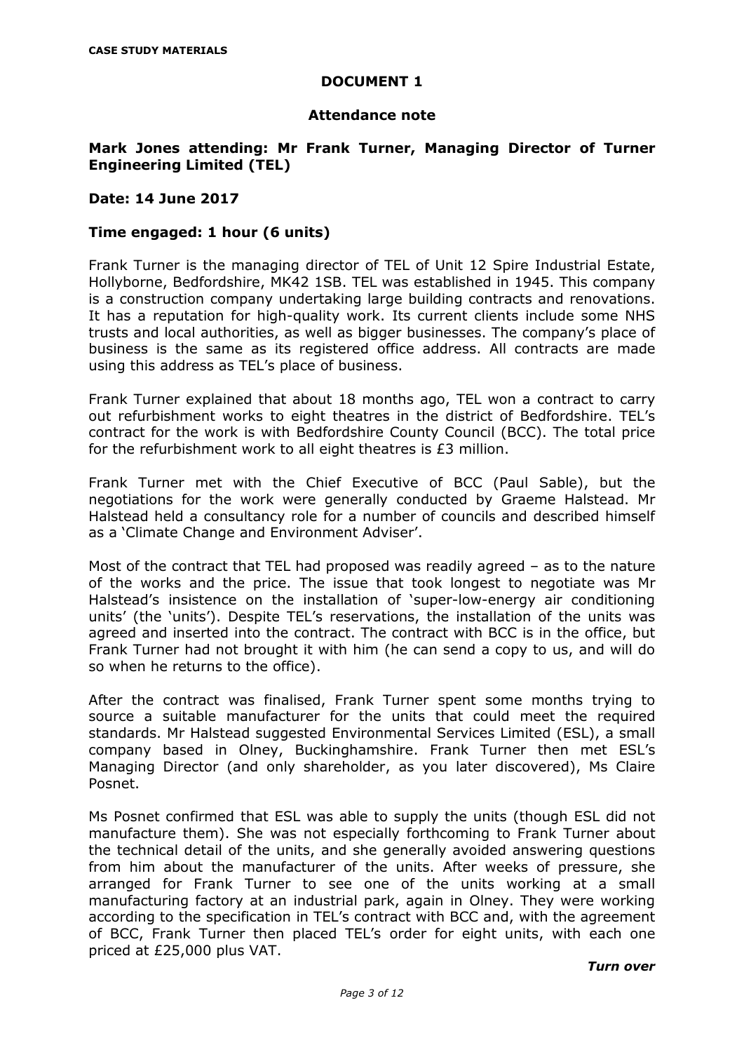CASE STUDY MATERIALS

## DOCUMENT 1

### Attendance note

**Mark Jones attending: Mr Frank Turner, Managing Director of Turner Engineering Limited (TEL)**

**Date: 14 June 2017**

**Time engaged: 1 hour (6 units)**

Frank Turner is the managing director of TEL of Unit 12 Spire Industrial Estate, Hollyborne, Bedfordshire, MK42 1SB. TEL was established in 1945. This company is a construction company undertaking large building contracts and renovations. It has a reputation for high-quality work. Its current clients include some NHS trusts and local authorities, as well as bigger businesses. The company's place of business is the same as its registered office address. All contracts are made using this address as TEL's place of business.

Frank Turner explained that about 18 months ago, TEL won a contract to carry out refurbishment works to eight theatres in the district of Bedfordshire. TEL's contract for the work is with Bedfordshire County Council (BCC). The total price for the refurbishment work to all eight theatres is £3 million.

Frank Turner met with the Chief Executive of BCC (Paul Sable), but the negotiations for the work were generally conducted by Graeme Halstead. Mr Halstead held a consultancy role for a number of councils and described himself as a 'Climate Change and Environment Adviser'.

Most of the contract that TEL had proposed was readily agreed – as to the nature of the works and the price. The issue that took longest to negotiate was Mr Halstead's insistence on the installation of 'super-low-energy air conditioning units' (the 'units'). Despite TEL's reservations, the installation of the units was agreed and inserted into the contract. The contract with BCC is in the office, but Frank Turner had not brought it with him (he can send a copy to us, and will do so when he returns to the office).

After the contract was finalised, Frank Turner spent some months trying to source a suitable manufacturer for the units that could meet the required standards. Mr Halstead suggested Environmental Services Limited (ESL), a small company based in Olney, Buckinghamshire. Frank Turner then met ESL's Managing Director (and only shareholder, as you later discovered), Ms Claire Posnet.

Ms Posnet confirmed that ESL was able to supply the units (though ESL did not manufacture them). She was not especially forthcoming to Frank Turner about the technical detail of the units, and she generally avoided answering questions from him about the manufacturer of the units. After weeks of pressure, she arranged for Frank Turner to see one of the units working at a small manufacturing factory at an industrial park, again in Olney. They were working according to the specification in TEL's contract with BCC and, with the agreement of BCC, Frank Turner then placed TEL's order for eight units, with each one priced at £25,000 plus VAT.

***Turn over***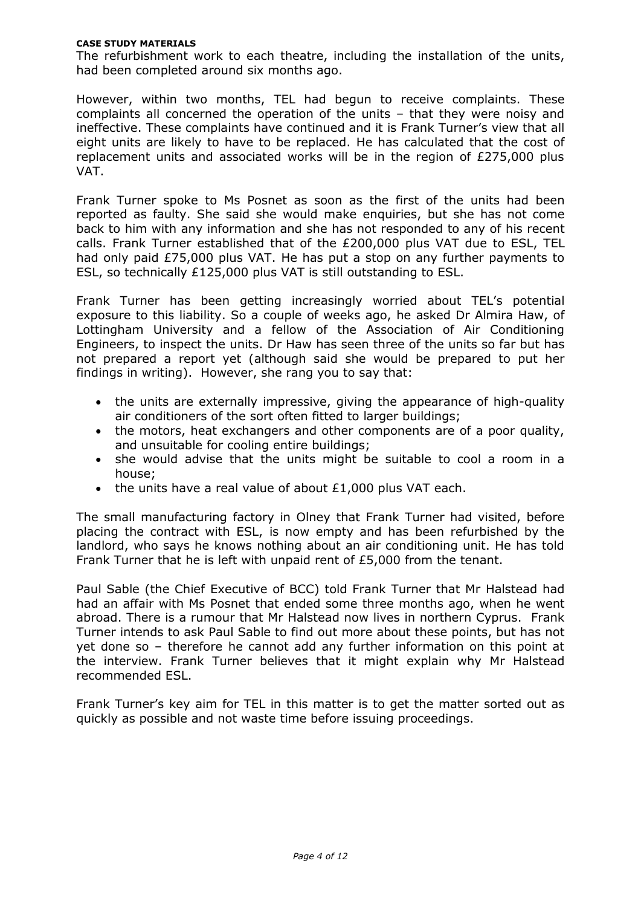**CASE STUDY MATERIALS**

The refurbishment work to each theatre, including the installation of the units, had been completed around six months ago.

However, within two months, TEL had begun to receive complaints. These complaints all concerned the operation of the units – that they were noisy and ineffective. These complaints have continued and it is Frank Turner's view that all eight units are likely to have to be replaced. He has calculated that the cost of replacement units and associated works will be in the region of £275,000 plus VAT.

Frank Turner spoke to Ms Posnet as soon as the first of the units had been reported as faulty. She said she would make enquiries, but she has not come back to him with any information and she has not responded to any of his recent calls. Frank Turner established that of the £200,000 plus VAT due to ESL, TEL had only paid £75,000 plus VAT. He has put a stop on any further payments to ESL, so technically £125,000 plus VAT is still outstanding to ESL.

Frank Turner has been getting increasingly worried about TEL's potential exposure to this liability. So a couple of weeks ago, he asked Dr Almira Haw, of Lottingham University and a fellow of the Association of Air Conditioning Engineers, to inspect the units. Dr Haw has seen three of the units so far but has not prepared a report yet (although said she would be prepared to put her findings in writing). However, she rang you to say that:

- the units are externally impressive, giving the appearance of high-quality air conditioners of the sort often fitted to larger buildings;
- the motors, heat exchangers and other components are of a poor quality, and unsuitable for cooling entire buildings;
- she would advise that the units might be suitable to cool a room in a house;
- the units have a real value of about £1,000 plus VAT each.

The small manufacturing factory in Olney that Frank Turner had visited, before placing the contract with ESL, is now empty and has been refurbished by the landlord, who says he knows nothing about an air conditioning unit. He has told Frank Turner that he is left with unpaid rent of £5,000 from the tenant.

Paul Sable (the Chief Executive of BCC) told Frank Turner that Mr Halstead had had an affair with Ms Posnet that ended some three months ago, when he went abroad. There is a rumour that Mr Halstead now lives in northern Cyprus. Frank Turner intends to ask Paul Sable to find out more about these points, but has not yet done so – therefore he cannot add any further information on this point at the interview. Frank Turner believes that it might explain why Mr Halstead recommended ESL.

Frank Turner's key aim for TEL in this matter is to get the matter sorted out as quickly as possible and not waste time before issuing proceedings.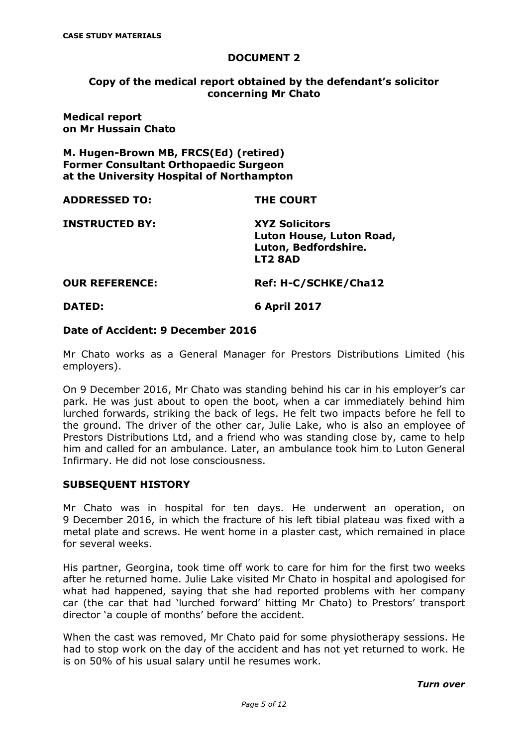**CASE STUDY MATERIALS**

## DOCUMENT 2

### Copy of the medical report obtained by the defendant's solicitor concerning Mr Chato

**Medical report**
**on Mr Hussain Chato**

**M. Hugen-Brown MB, FRCS(Ed) (retired)**
**Former Consultant Orthopaedic Surgeon**
**at the University Hospital of Northampton**

| | |
|---|---|
| **ADDRESSED TO:** | **THE COURT** |
| **INSTRUCTED BY:** | **XYZ Solicitors**<br>**Luton House, Luton Road,**<br>**Luton, Bedfordshire.**<br>**LT2 8AD** |
| **OUR REFERENCE:** | **Ref: H-C/SCHKE/Cha12** |
| **DATED:** | **6 April 2017** |

**Date of Accident: 9 December 2016**

Mr Chato works as a General Manager for Prestors Distributions Limited (his employers).

On 9 December 2016, Mr Chato was standing behind his car in his employer's car park. He was just about to open the boot, when a car immediately behind him lurched forwards, striking the back of legs. He felt two impacts before he fell to the ground. The driver of the other car, Julie Lake, who is also an employee of Prestors Distributions Ltd, and a friend who was standing close by, came to help him and called for an ambulance. Later, an ambulance took him to Luton General Infirmary. He did not lose consciousness.

**SUBSEQUENT HISTORY**

Mr Chato was in hospital for ten days. He underwent an operation, on 9 December 2016, in which the fracture of his left tibial plateau was fixed with a metal plate and screws. He went home in a plaster cast, which remained in place for several weeks.

His partner, Georgina, took time off work to care for him for the first two weeks after he returned home. Julie Lake visited Mr Chato in hospital and apologised for what had happened, saying that she had reported problems with her company car (the car that had 'lurched forward' hitting Mr Chato) to Prestors' transport director 'a couple of months' before the accident.

When the cast was removed, Mr Chato paid for some physiotherapy sessions. He had to stop work on the day of the accident and has not yet returned to work. He is on 50% of his usual salary until he resumes work.

***Turn over***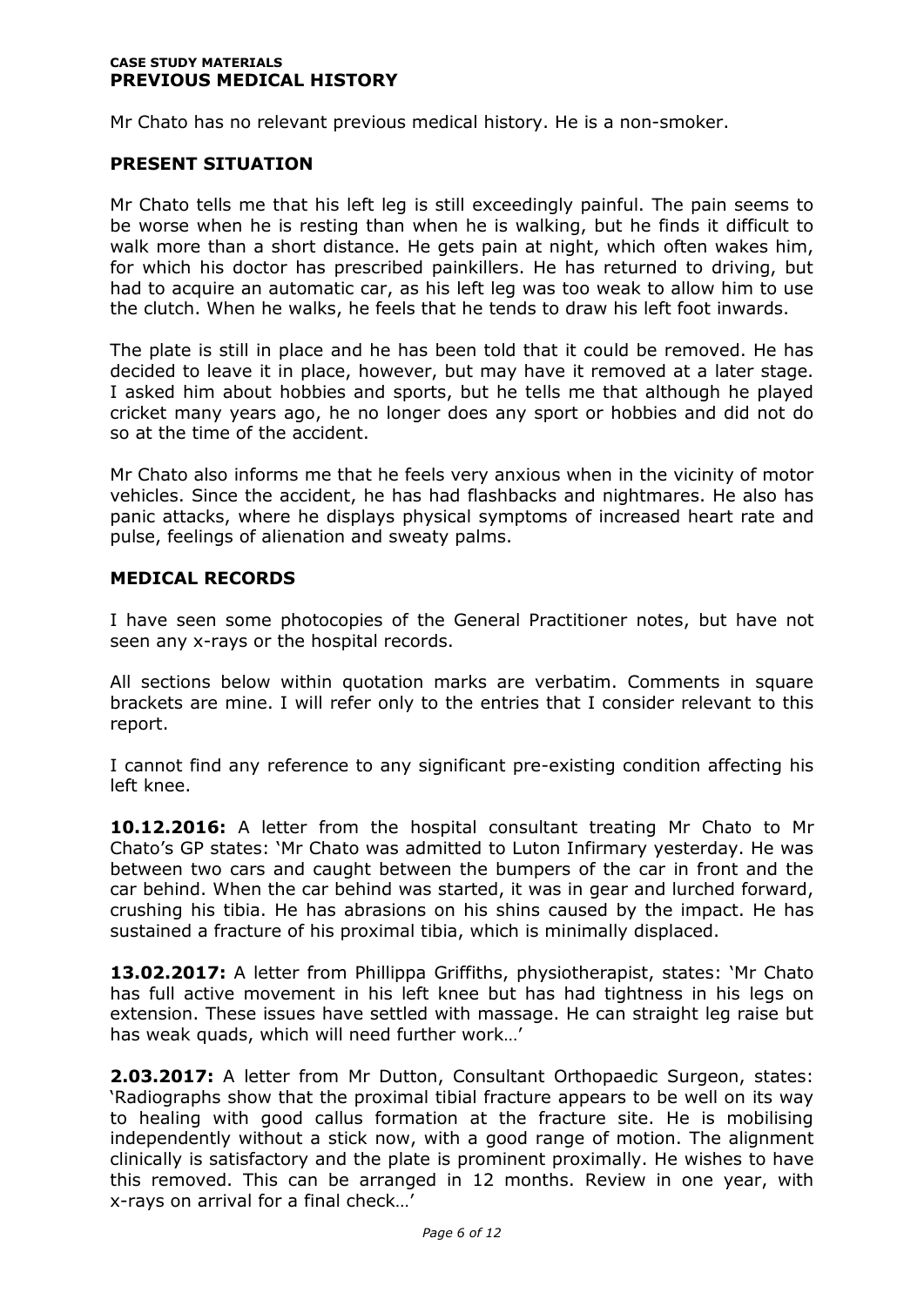**CASE STUDY MATERIALS**

## PREVIOUS MEDICAL HISTORY

Mr Chato has no relevant previous medical history. He is a non-smoker.

## PRESENT SITUATION

Mr Chato tells me that his left leg is still exceedingly painful. The pain seems to be worse when he is resting than when he is walking, but he finds it difficult to walk more than a short distance. He gets pain at night, which often wakes him, for which his doctor has prescribed painkillers. He has returned to driving, but had to acquire an automatic car, as his left leg was too weak to allow him to use the clutch. When he walks, he feels that he tends to draw his left foot inwards.

The plate is still in place and he has been told that it could be removed. He has decided to leave it in place, however, but may have it removed at a later stage. I asked him about hobbies and sports, but he tells me that although he played cricket many years ago, he no longer does any sport or hobbies and did not do so at the time of the accident.

Mr Chato also informs me that he feels very anxious when in the vicinity of motor vehicles. Since the accident, he has had flashbacks and nightmares. He also has panic attacks, where he displays physical symptoms of increased heart rate and pulse, feelings of alienation and sweaty palms.

## MEDICAL RECORDS

I have seen some photocopies of the General Practitioner notes, but have not seen any x-rays or the hospital records.

All sections below within quotation marks are verbatim. Comments in square brackets are mine. I will refer only to the entries that I consider relevant to this report.

I cannot find any reference to any significant pre-existing condition affecting his left knee.

**10.12.2016:** A letter from the hospital consultant treating Mr Chato to Mr Chato's GP states: 'Mr Chato was admitted to Luton Infirmary yesterday. He was between two cars and caught between the bumpers of the car in front and the car behind. When the car behind was started, it was in gear and lurched forward, crushing his tibia. He has abrasions on his shins caused by the impact. He has sustained a fracture of his proximal tibia, which is minimally displaced.

**13.02.2017:** A letter from Phillippa Griffiths, physiotherapist, states: 'Mr Chato has full active movement in his left knee but has had tightness in his legs on extension. These issues have settled with massage. He can straight leg raise but has weak quads, which will need further work…'

**2.03.2017:** A letter from Mr Dutton, Consultant Orthopaedic Surgeon, states: 'Radiographs show that the proximal tibial fracture appears to be well on its way to healing with good callus formation at the fracture site. He is mobilising independently without a stick now, with a good range of motion. The alignment clinically is satisfactory and the plate is prominent proximally. He wishes to have this removed. This can be arranged in 12 months. Review in one year, with x-rays on arrival for a final check…'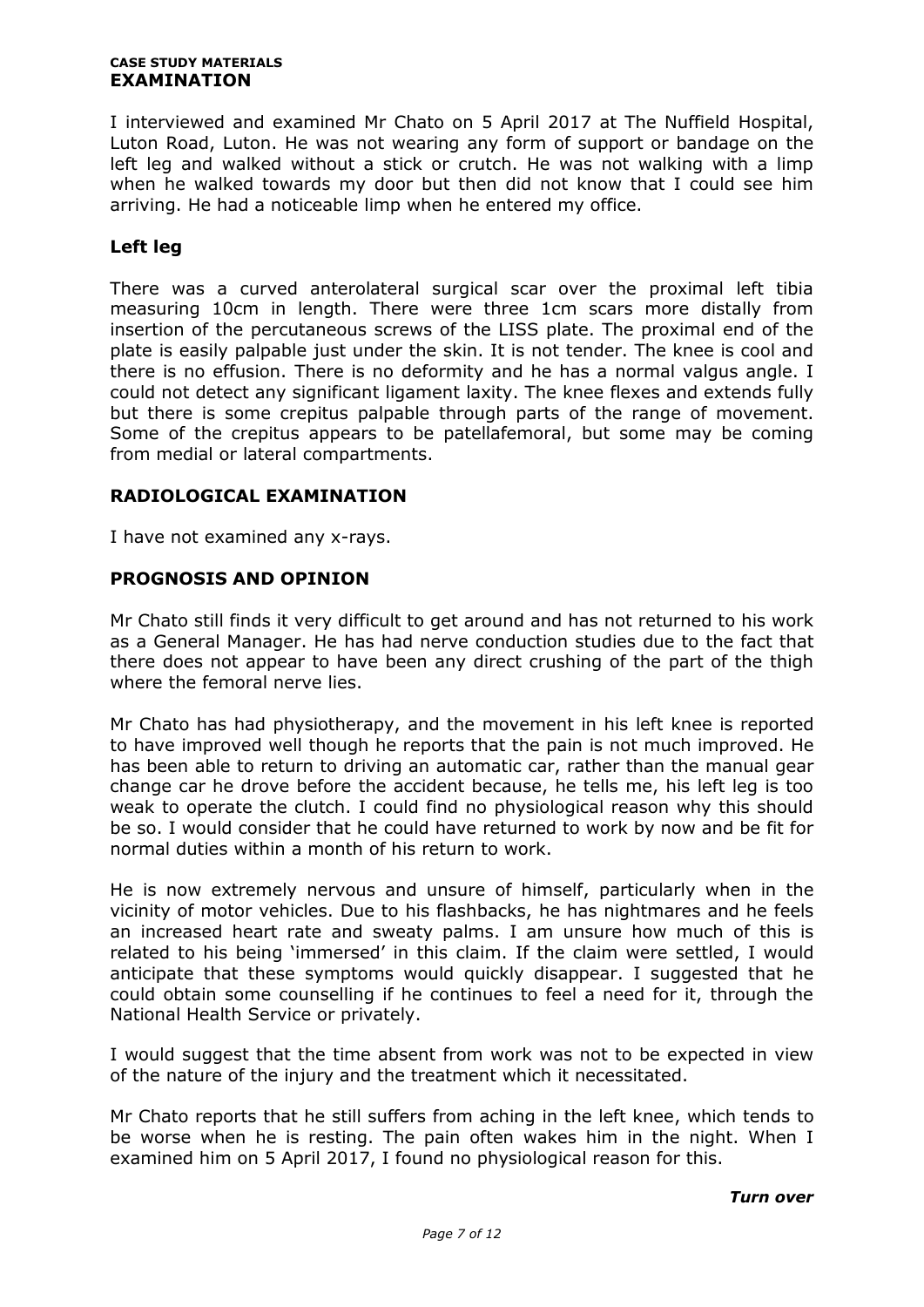**CASE STUDY MATERIALS**
## EXAMINATION

I interviewed and examined Mr Chato on 5 April 2017 at The Nuffield Hospital, Luton Road, Luton. He was not wearing any form of support or bandage on the left leg and walked without a stick or crutch. He was not walking with a limp when he walked towards my door but then did not know that I could see him arriving. He had a noticeable limp when he entered my office.

### Left leg

There was a curved anterolateral surgical scar over the proximal left tibia measuring 10cm in length. There were three 1cm scars more distally from insertion of the percutaneous screws of the LISS plate. The proximal end of the plate is easily palpable just under the skin. It is not tender. The knee is cool and there is no effusion. There is no deformity and he has a normal valgus angle. I could not detect any significant ligament laxity. The knee flexes and extends fully but there is some crepitus palpable through parts of the range of movement. Some of the crepitus appears to be patellafemoral, but some may be coming from medial or lateral compartments.

## RADIOLOGICAL EXAMINATION

I have not examined any x-rays.

## PROGNOSIS AND OPINION

Mr Chato still finds it very difficult to get around and has not returned to his work as a General Manager. He has had nerve conduction studies due to the fact that there does not appear to have been any direct crushing of the part of the thigh where the femoral nerve lies.

Mr Chato has had physiotherapy, and the movement in his left knee is reported to have improved well though he reports that the pain is not much improved. He has been able to return to driving an automatic car, rather than the manual gear change car he drove before the accident because, he tells me, his left leg is too weak to operate the clutch. I could find no physiological reason why this should be so. I would consider that he could have returned to work by now and be fit for normal duties within a month of his return to work.

He is now extremely nervous and unsure of himself, particularly when in the vicinity of motor vehicles. Due to his flashbacks, he has nightmares and he feels an increased heart rate and sweaty palms. I am unsure how much of this is related to his being 'immersed' in this claim. If the claim were settled, I would anticipate that these symptoms would quickly disappear. I suggested that he could obtain some counselling if he continues to feel a need for it, through the National Health Service or privately.

I would suggest that the time absent from work was not to be expected in view of the nature of the injury and the treatment which it necessitated.

Mr Chato reports that he still suffers from aching in the left knee, which tends to be worse when he is resting. The pain often wakes him in the night. When I examined him on 5 April 2017, I found no physiological reason for this.

***Turn over***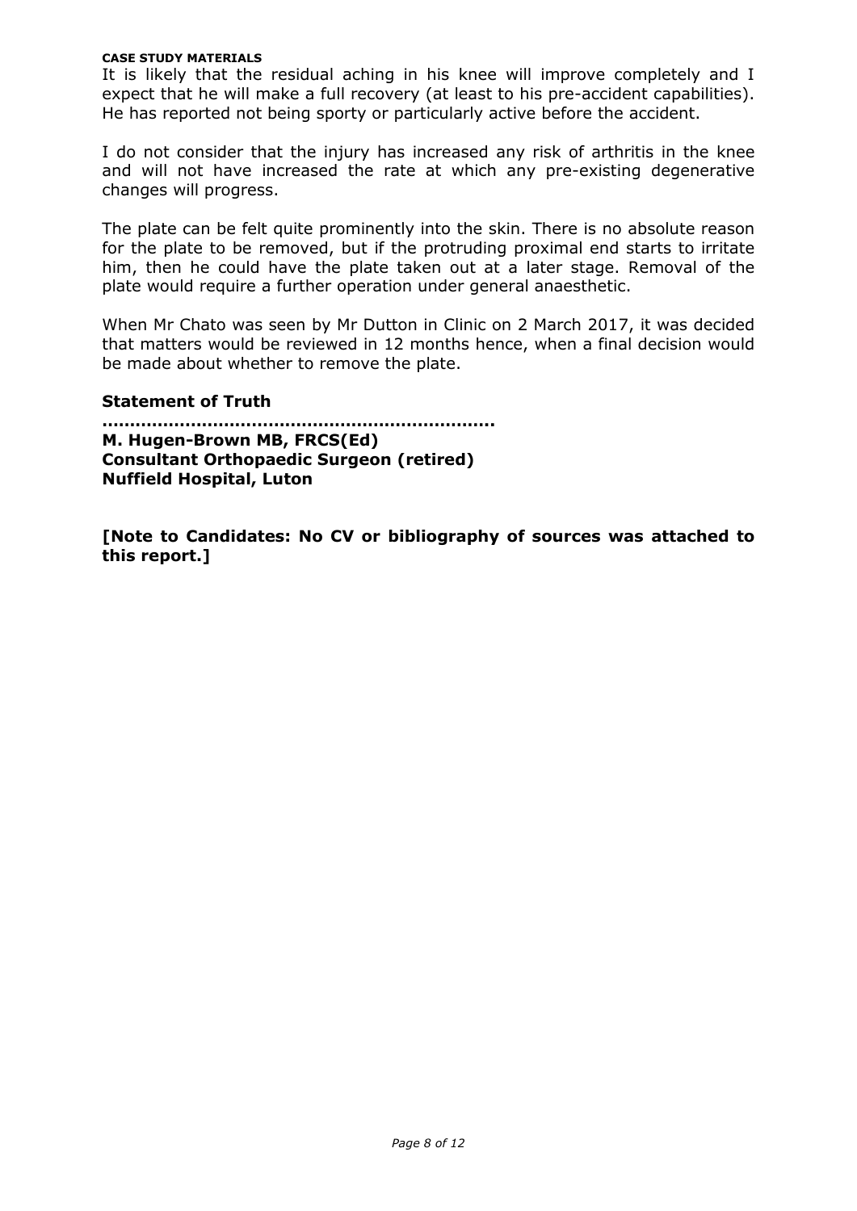It is likely that the residual aching in his knee will improve completely and I expect that he will make a full recovery (at least to his pre-accident capabilities). He has reported not being sporty or particularly active before the accident.

I do not consider that the injury has increased any risk of arthritis in the knee and will not have increased the rate at which any pre-existing degenerative changes will progress.

The plate can be felt quite prominently into the skin. There is no absolute reason for the plate to be removed, but if the protruding proximal end starts to irritate him, then he could have the plate taken out at a later stage. Removal of the plate would require a further operation under general anaesthetic.

When Mr Chato was seen by Mr Dutton in Clinic on 2 March 2017, it was decided that matters would be reviewed in 12 months hence, when a final decision would be made about whether to remove the plate.

**Statement of Truth**

**.....................................................................**
**M. Hugen-Brown MB, FRCS(Ed)**
**Consultant Orthopaedic Surgeon (retired)**
**Nuffield Hospital, Luton**

**[Note to Candidates: No CV or bibliography of sources was attached to this report.]**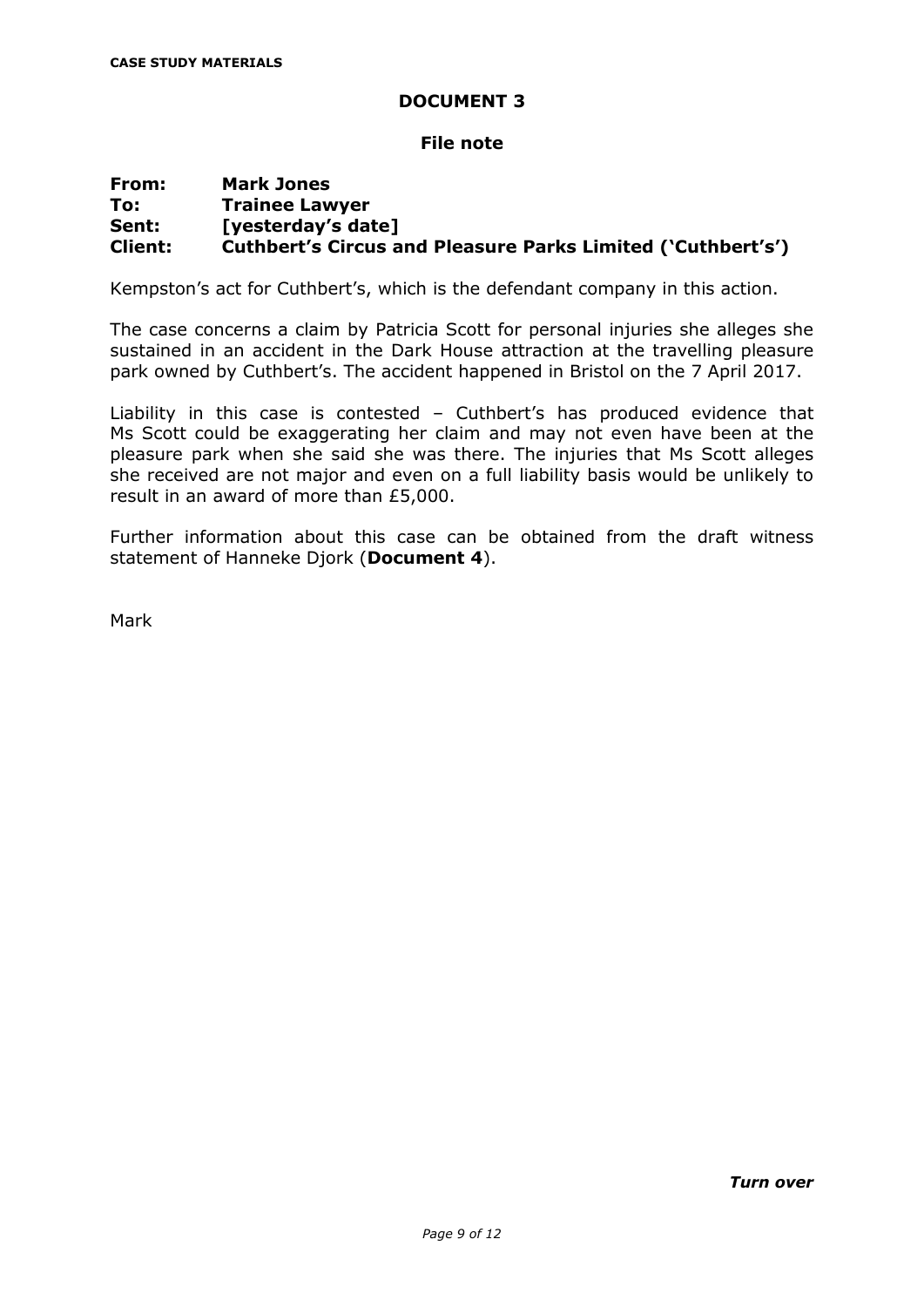**CASE STUDY MATERIALS**

# DOCUMENT 3

## File note

**From:** **Mark Jones**
**To:** **Trainee Lawyer**
**Sent:** **[yesterday's date]**
**Client:** **Cuthbert's Circus and Pleasure Parks Limited ('Cuthbert's')**

Kempston's act for Cuthbert's, which is the defendant company in this action.

The case concerns a claim by Patricia Scott for personal injuries she alleges she sustained in an accident in the Dark House attraction at the travelling pleasure park owned by Cuthbert's. The accident happened in Bristol on the 7 April 2017.

Liability in this case is contested – Cuthbert's has produced evidence that Ms Scott could be exaggerating her claim and may not even have been at the pleasure park when she said she was there. The injuries that Ms Scott alleges she received are not major and even on a full liability basis would be unlikely to result in an award of more than £5,000.

Further information about this case can be obtained from the draft witness statement of Hanneke Djork (**Document 4**).

Mark

***Turn over***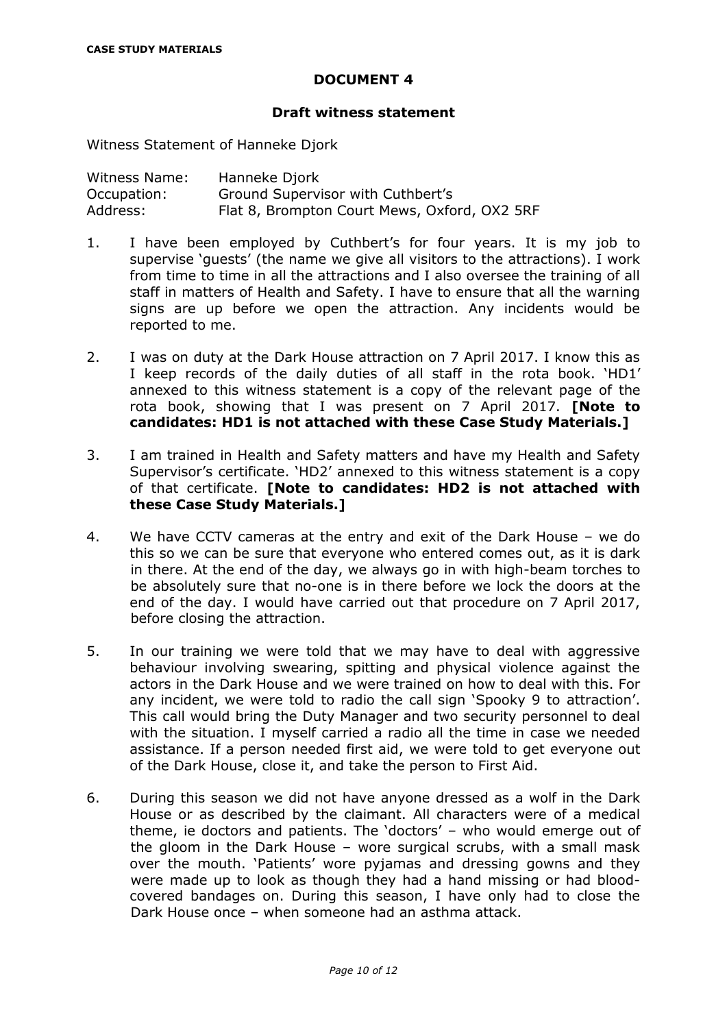**CASE STUDY MATERIALS**

## DOCUMENT 4

### Draft witness statement

Witness Statement of Hanneke Djork

| | |
|---|---|
| Witness Name: | Hanneke Djork |
| Occupation: | Ground Supervisor with Cuthbert's |
| Address: | Flat 8, Brompton Court Mews, Oxford, OX2 5RF |

1. I have been employed by Cuthbert's for four years. It is my job to supervise 'guests' (the name we give all visitors to the attractions). I work from time to time in all the attractions and I also oversee the training of all staff in matters of Health and Safety. I have to ensure that all the warning signs are up before we open the attraction. Any incidents would be reported to me.

2. I was on duty at the Dark House attraction on 7 April 2017. I know this as I keep records of the daily duties of all staff in the rota book. 'HD1' annexed to this witness statement is a copy of the relevant page of the rota book, showing that I was present on 7 April 2017. **[Note to candidates: HD1 is not attached with these Case Study Materials.]**

3. I am trained in Health and Safety matters and have my Health and Safety Supervisor's certificate. 'HD2' annexed to this witness statement is a copy of that certificate. **[Note to candidates: HD2 is not attached with these Case Study Materials.]**

4. We have CCTV cameras at the entry and exit of the Dark House – we do this so we can be sure that everyone who entered comes out, as it is dark in there. At the end of the day, we always go in with high-beam torches to be absolutely sure that no-one is in there before we lock the doors at the end of the day. I would have carried out that procedure on 7 April 2017, before closing the attraction.

5. In our training we were told that we may have to deal with aggressive behaviour involving swearing, spitting and physical violence against the actors in the Dark House and we were trained on how to deal with this. For any incident, we were told to radio the call sign 'Spooky 9 to attraction'. This call would bring the Duty Manager and two security personnel to deal with the situation. I myself carried a radio all the time in case we needed assistance. If a person needed first aid, we were told to get everyone out of the Dark House, close it, and take the person to First Aid.

6. During this season we did not have anyone dressed as a wolf in the Dark House or as described by the claimant. All characters were of a medical theme, ie doctors and patients. The 'doctors' – who would emerge out of the gloom in the Dark House – wore surgical scrubs, with a small mask over the mouth. 'Patients' wore pyjamas and dressing gowns and they were made up to look as though they had a hand missing or had blood-covered bandages on. During this season, I have only had to close the Dark House once – when someone had an asthma attack.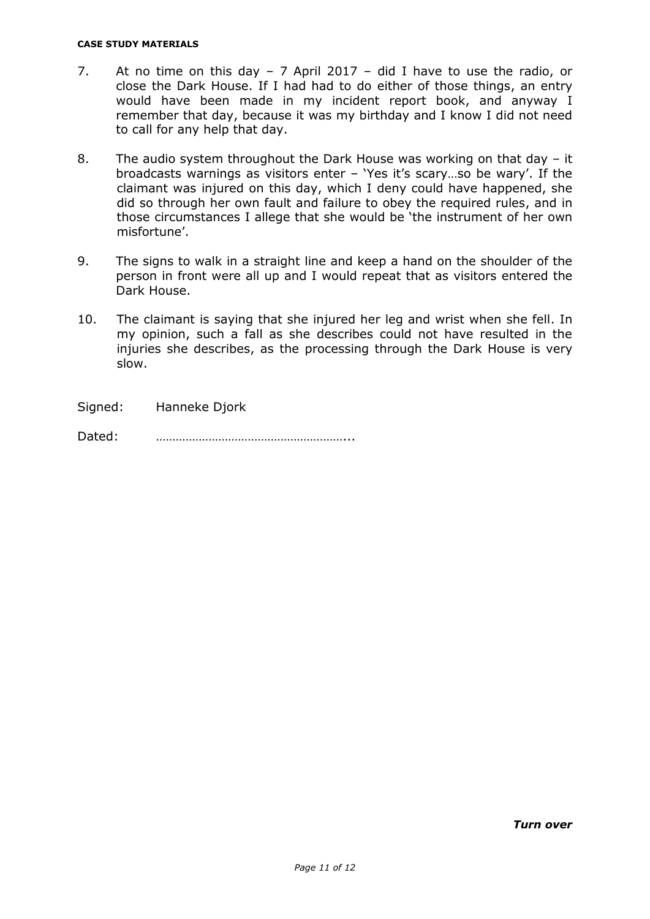7. At no time on this day – 7 April 2017 – did I have to use the radio, or close the Dark House. If I had had to do either of those things, an entry would have been made in my incident report book, and anyway I remember that day, because it was my birthday and I know I did not need to call for any help that day.

8. The audio system throughout the Dark House was working on that day – it broadcasts warnings as visitors enter – 'Yes it's scary…so be wary'. If the claimant was injured on this day, which I deny could have happened, she did so through her own fault and failure to obey the required rules, and in those circumstances I allege that she would be 'the instrument of her own misfortune'.

9. The signs to walk in a straight line and keep a hand on the shoulder of the person in front were all up and I would repeat that as visitors entered the Dark House.

10. The claimant is saying that she injured her leg and wrist when she fell. In my opinion, such a fall as she describes could not have resulted in the injuries she describes, as the processing through the Dark House is very slow.

Signed: Hanneke Djork

Dated: …………………………………………………...

***Turn over***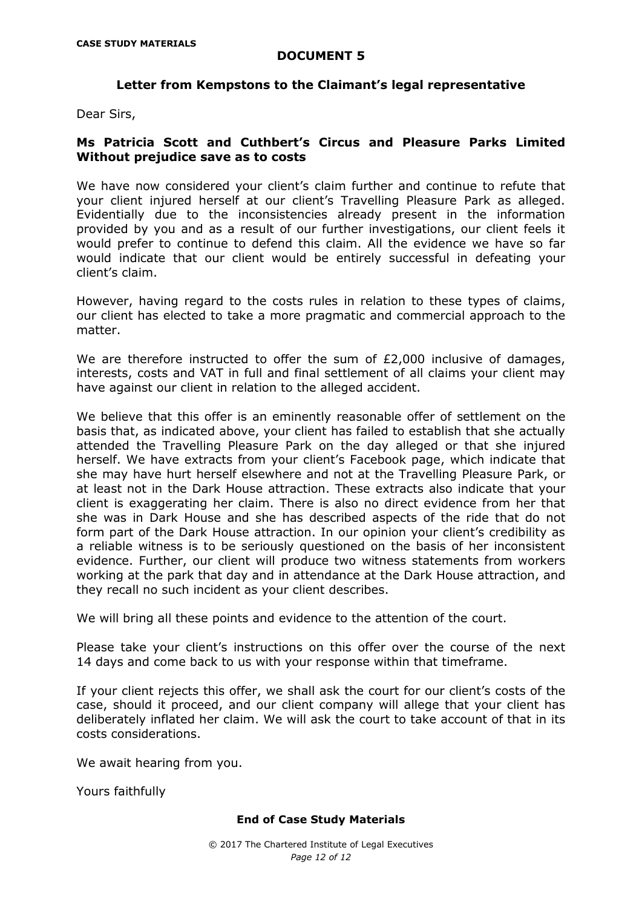## DOCUMENT 5

### Letter from Kempstons to the Claimant's legal representative

Dear Sirs,

**Ms Patricia Scott and Cuthbert's Circus and Pleasure Parks Limited**
**Without prejudice save as to costs**

We have now considered your client's claim further and continue to refute that your client injured herself at our client's Travelling Pleasure Park as alleged. Evidentially due to the inconsistencies already present in the information provided by you and as a result of our further investigations, our client feels it would prefer to continue to defend this claim. All the evidence we have so far would indicate that our client would be entirely successful in defeating your client's claim.

However, having regard to the costs rules in relation to these types of claims, our client has elected to take a more pragmatic and commercial approach to the matter.

We are therefore instructed to offer the sum of £2,000 inclusive of damages, interests, costs and VAT in full and final settlement of all claims your client may have against our client in relation to the alleged accident.

We believe that this offer is an eminently reasonable offer of settlement on the basis that, as indicated above, your client has failed to establish that she actually attended the Travelling Pleasure Park on the day alleged or that she injured herself. We have extracts from your client's Facebook page, which indicate that she may have hurt herself elsewhere and not at the Travelling Pleasure Park, or at least not in the Dark House attraction. These extracts also indicate that your client is exaggerating her claim. There is also no direct evidence from her that she was in Dark House and she has described aspects of the ride that do not form part of the Dark House attraction. In our opinion your client's credibility as a reliable witness is to be seriously questioned on the basis of her inconsistent evidence. Further, our client will produce two witness statements from workers working at the park that day and in attendance at the Dark House attraction, and they recall no such incident as your client describes.

We will bring all these points and evidence to the attention of the court.

Please take your client's instructions on this offer over the course of the next 14 days and come back to us with your response within that timeframe.

If your client rejects this offer, we shall ask the court for our client's costs of the case, should it proceed, and our client company will allege that your client has deliberately inflated her claim. We will ask the court to take account of that in its costs considerations.

We await hearing from you.

Yours faithfully

**End of Case Study Materials**

© 2017 The Chartered Institute of Legal Executives